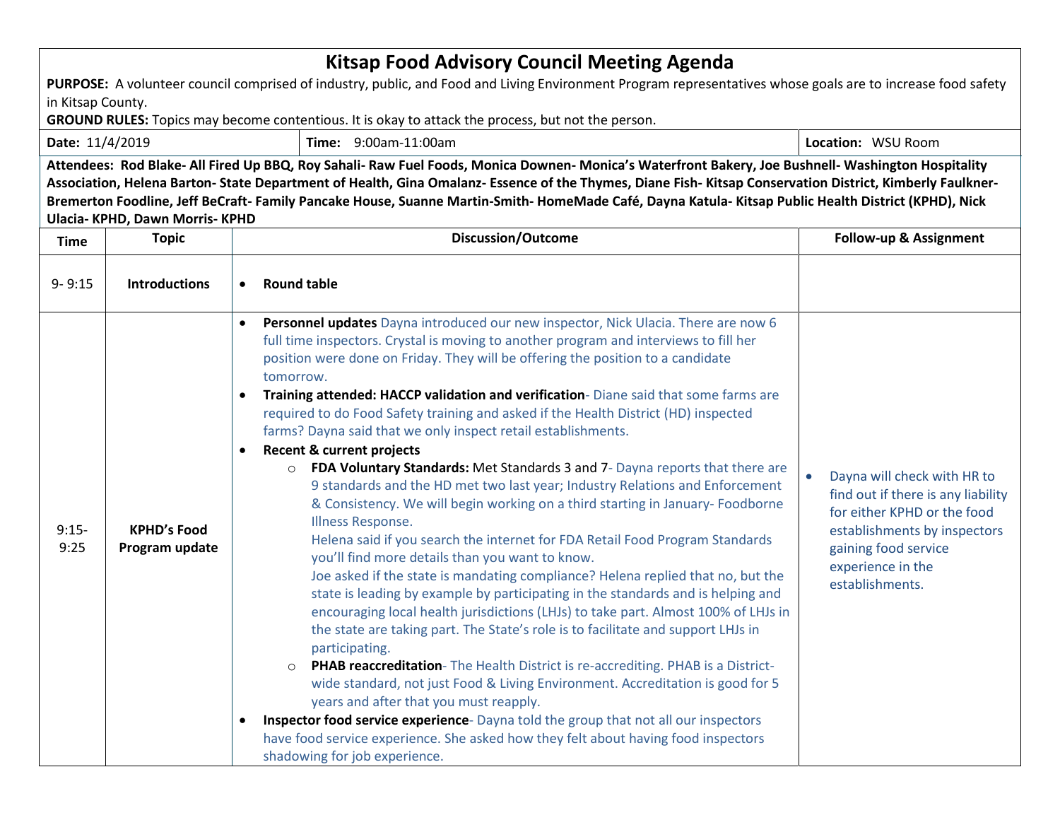# Kitsap Food Advisory Council Meeting Agenda

**PURPOSE:** A volunteer council comprised of industry, public, and Food and Living Environment Program representatives whose goals are to increase food safety in Kitsap County.

**GROUND RULES:** Topics may become contentious. It is okay to attack the process, but not the person.

| **Date:** 11/4/2019 | **Time:** 9:00am-11:00am | **Location:** WSU Room |
|---|---|---|

**Attendees: Rod Blake- All Fired Up BBQ, Roy Sahali- Raw Fuel Foods, Monica Downen- Monica's Waterfront Bakery, Joe Bushnell- Washington Hospitality Association, Helena Barton- State Department of Health, Gina Omalanz- Essence of the Thymes, Diane Fish- Kitsap Conservation District, Kimberly Faulkner-Bremerton Foodline, Jeff BeCraft- Family Pancake House, Suanne Martin-Smith- HomeMade Café, Dayna Katula- Kitsap Public Health District (KPHD), Nick Ulacia- KPHD, Dawn Morris- KPHD**

| Time | Topic | Discussion/Outcome | Follow-up & Assignment |
|---|---|---|---|
| 9- 9:15 | **Introductions** | • **Round table** | |
| 9:15-9:25 | **KPHD's Food Program update** | • **Personnel updates** Dayna introduced our new inspector, Nick Ulacia. There are now 6 full time inspectors. Crystal is moving to another program and interviews to fill her position were done on Friday. They will be offering the position to a candidate tomorrow.<br>• **Training attended: HACCP validation and verification**- Diane said that some farms are required to do Food Safety training and asked if the Health District (HD) inspected farms? Dayna said that we only inspect retail establishments.<br>• **Recent & current projects**<br>&nbsp;&nbsp;&nbsp;&nbsp;o **FDA Voluntary Standards:** Met Standards 3 and 7- Dayna reports that there are 9 standards and the HD met two last year; Industry Relations and Enforcement & Consistency. We will begin working on a third starting in January- Foodborne Illness Response.<br>&nbsp;&nbsp;&nbsp;&nbsp;Helena said if you search the internet for FDA Retail Food Program Standards you'll find more details than you want to know.<br>&nbsp;&nbsp;&nbsp;&nbsp;Joe asked if the state is mandating compliance? Helena replied that no, but the state is leading by example by participating in the standards and is helping and encouraging local health jurisdictions (LHJs) to take part. Almost 100% of LHJs in the state are taking part. The State's role is to facilitate and support LHJs in participating.<br>&nbsp;&nbsp;&nbsp;&nbsp;o **PHAB reaccreditation**- The Health District is re-accrediting. PHAB is a District-wide standard, not just Food & Living Environment. Accreditation is good for 5 years and after that you must reapply.<br>• **Inspector food service experience**- Dayna told the group that not all our inspectors have food service experience. She asked how they felt about having food inspectors shadowing for job experience. | • Dayna will check with HR to find out if there is any liability for either KPHD or the food establishments by inspectors gaining food service experience in the establishments. |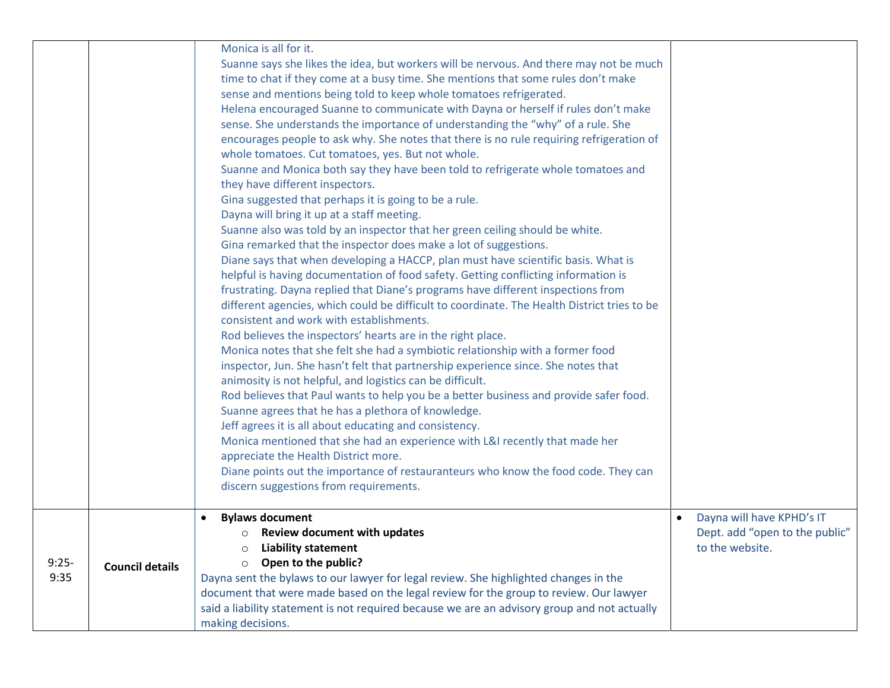| | | | |
|---|---|---|---|
| | | Monica is all for it.<br>Suanne says she likes the idea, but workers will be nervous. And there may not be much time to chat if they come at a busy time. She mentions that some rules don't make sense and mentions being told to keep whole tomatoes refrigerated.<br>Helena encouraged Suanne to communicate with Dayna or herself if rules don't make sense. She understands the importance of understanding the "why" of a rule. She encourages people to ask why. She notes that there is no rule requiring refrigeration of whole tomatoes. Cut tomatoes, yes. But not whole.<br>Suanne and Monica both say they have been told to refrigerate whole tomatoes and they have different inspectors.<br>Gina suggested that perhaps it is going to be a rule.<br>Dayna will bring it up at a staff meeting.<br>Suanne also was told by an inspector that her green ceiling should be white.<br>Gina remarked that the inspector does make a lot of suggestions.<br>Diane says that when developing a HACCP, plan must have scientific basis. What is helpful is having documentation of food safety. Getting conflicting information is frustrating. Dayna replied that Diane's programs have different inspections from different agencies, which could be difficult to coordinate. The Health District tries to be consistent and work with establishments.<br>Rod believes the inspectors' hearts are in the right place.<br>Monica notes that she felt she had a symbiotic relationship with a former food inspector, Jun. She hasn't felt that partnership experience since. She notes that animosity is not helpful, and logistics can be difficult.<br>Rod believes that Paul wants to help you be a better business and provide safer food.<br>Suanne agrees that he has a plethora of knowledge.<br>Jeff agrees it is all about educating and consistency.<br>Monica mentioned that she had an experience with L&I recently that made her appreciate the Health District more.<br>Diane points out the importance of restauranteurs who know the food code. They can discern suggestions from requirements. | |
| 9:25-9:35 | **Council details** | • **Bylaws document**<br>  ◦ **Review document with updates**<br>  ◦ **Liability statement**<br>  ◦ **Open to the public?**<br>Dayna sent the bylaws to our lawyer for legal review. She highlighted changes in the document that were made based on the legal review for the group to review. Our lawyer said a liability statement is not required because we are an advisory group and not actually making decisions. | • Dayna will have KPHD's IT Dept. add "open to the public" to the website. |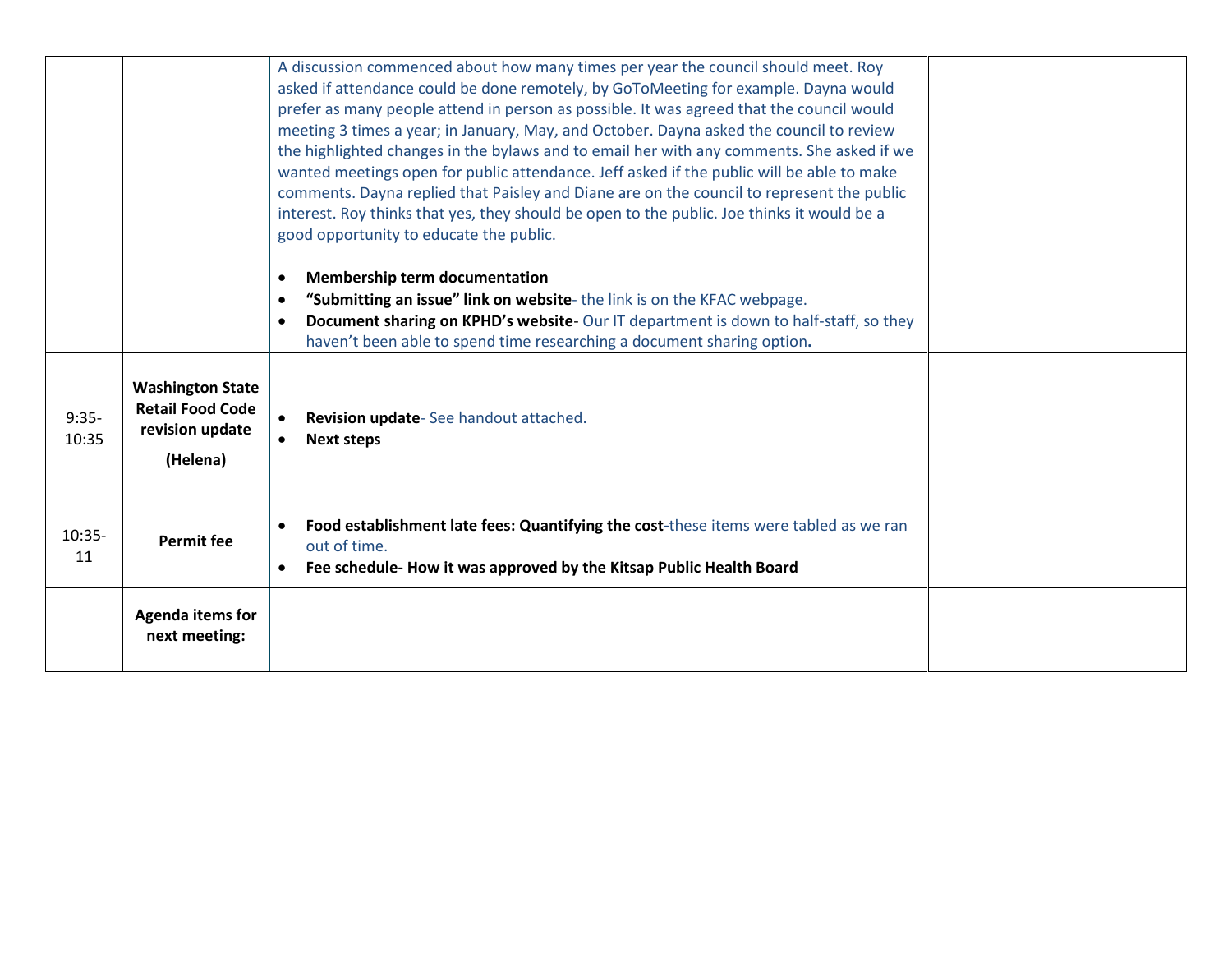| | | | |
|---|---|---|---|
| | | A discussion commenced about how many times per year the council should meet. Roy asked if attendance could be done remotely, by GoToMeeting for example. Dayna would prefer as many people attend in person as possible. It was agreed that the council would meeting 3 times a year; in January, May, and October. Dayna asked the council to review the highlighted changes in the bylaws and to email her with any comments. She asked if we wanted meetings open for public attendance. Jeff asked if the public will be able to make comments. Dayna replied that Paisley and Diane are on the council to represent the public interest. Roy thinks that yes, they should be open to the public. Joe thinks it would be a good opportunity to educate the public.<br><br>• **Membership term documentation**<br>• **"Submitting an issue" link on website**- the link is on the KFAC webpage.<br>• **Document sharing on KPHD's website**- Our IT department is down to half-staff, so they haven't been able to spend time researching a document sharing option**.** | |
| 9:35-10:35 | **Washington State Retail Food Code revision update**<br><br>**(Helena)** | • **Revision update**- See handout attached.<br>• **Next steps** | |
| 10:35-11 | **Permit fee** | • **Food establishment late fees: Quantifying the cost**-these items were tabled as we ran out of time.<br>• **Fee schedule- How it was approved by the Kitsap Public Health Board** | |
| | **Agenda items for next meeting:** | | |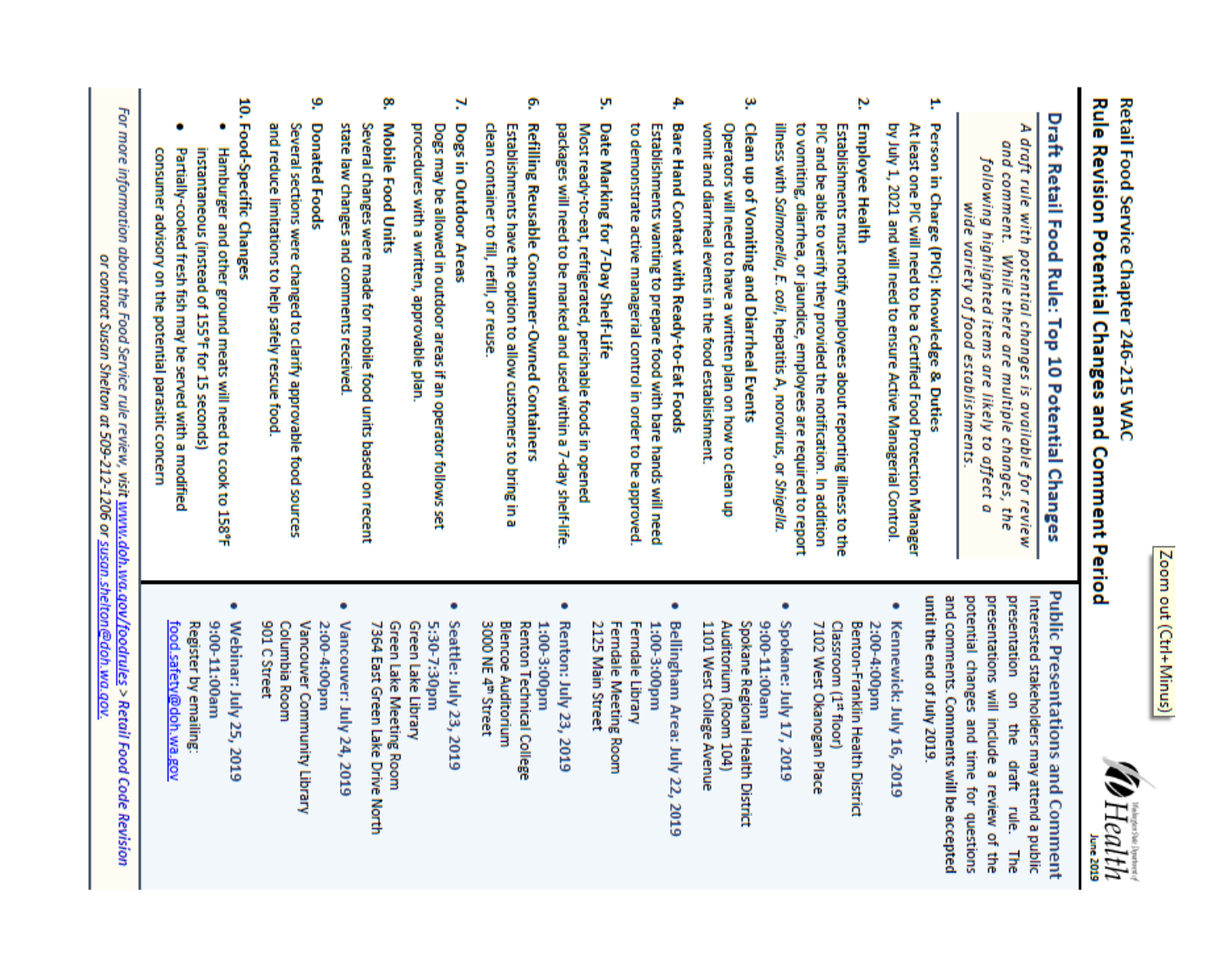Retail Food Service Chapter 246-215 WAC

# Rule Revision Potential Changes and Comment Period

Washington State Department of Health

June 2019

## Draft Retail Food Rule: Top 10 Potential Changes

*A draft rule with potential changes is available for review and comment. While there are multiple changes, the following highlighted items are likely to affect a wide variety of food establishments.*

1. **Person in Charge (PIC): Knowledge & Duties**
   At least one PIC will need to be a Certified Food Protection Manager by July 1, 2021 and will need to ensure Active Managerial Control.

2. **Employee Health**
   Establishments must notify employees about reporting illness to the PIC and be able to verify they provided the notification. In addition to vomiting, diarrhea, or jaundice, employees are required to report illness with *Salmonella, E. coli*, hepatitis A, norovirus, or *Shigella*.

3. **Clean up of Vomiting and Diarrheal Events**
   Operators will need to have a written plan on how to clean up vomit and diarrheal events in the food establishment.

4. **Bare Hand Contact with Ready-to-Eat Foods**
   Establishments wanting to prepare food with bare hands will need to demonstrate active managerial control in order to be approved.

5. **Date Marking for 7-Day Shelf-Life**
   Most ready-to-eat, refrigerated, perishable foods in opened packages will need to be marked and used within a 7-day shelf-life.

6. **Refilling Reusable Consumer-Owned Containers**
   Establishments have the option to allow customers to bring in a clean container to fill, refill, or reuse.

7. **Dogs in Outdoor Areas**
   Dogs may be allowed in outdoor areas if an operator follows set procedures with a written, approvable plan.

8. **Mobile Food Units**
   Several changes were made for mobile food units based on recent state law changes and comments received.

9. **Donated Foods**
   Several sections were changed to clarify approvable food sources and reduce limitations to help safely rescue food.

10. **Food-Specific Changes**
    - Hamburger and other ground meats will need to cook to 158°F instantaneous (instead of 155°F for 15 seconds)
    - Partially-cooked fresh fish may be served with a modified consumer advisory on the potential parasitic concern

## Public Presentations and Comment

Interested stakeholders may attend a public presentation on the draft rule. The presentations will include a review of the potential changes and time for questions and comments. Comments will be accepted until the end of July 2019.

- **Kennewick: July 16, 2019**
  2:00-4:00pm
  Benton-Franklin Health District
  Classroom (1st floor)
  7102 West Okanogan Place
- **Spokane: July 17, 2019**
  9:00-11:00am
  Spokane Regional Health District
  Auditorium (Room 104)
  1101 West College Avenue
- **Bellingham Area: July 22, 2019**
  1:00-3:00pm
  Ferndale Library
  Ferndale Meeting Room
  2125 Main Street
- **Renton: July 23, 2019**
  1:00-3:00pm
  Renton Technical College
  Blencoe Auditorium
  3000 NE 4th Street
- **Seattle: July 23, 2019**
  5:30-7:30pm
  Green Lake Library
  Green Lake Meeting Room
  7364 East Green Lake Drive North
- **Vancouver: July 24, 2019**
  2:00-4:00pm
  Vancouver Community Library
  Columbia Room
  901 C Street
- **Webinar: July 25, 2019**
  9:00-11:00am
  Register by emailing:
  food.safety@doh.wa.gov

*For more information about the Food Service rule review, visit www.doh.wa.gov/foodrules > Retail Food Code Revision or contact Susan Shelton at 509-212-1206 or susan.shelton@doh.wa.gov.*